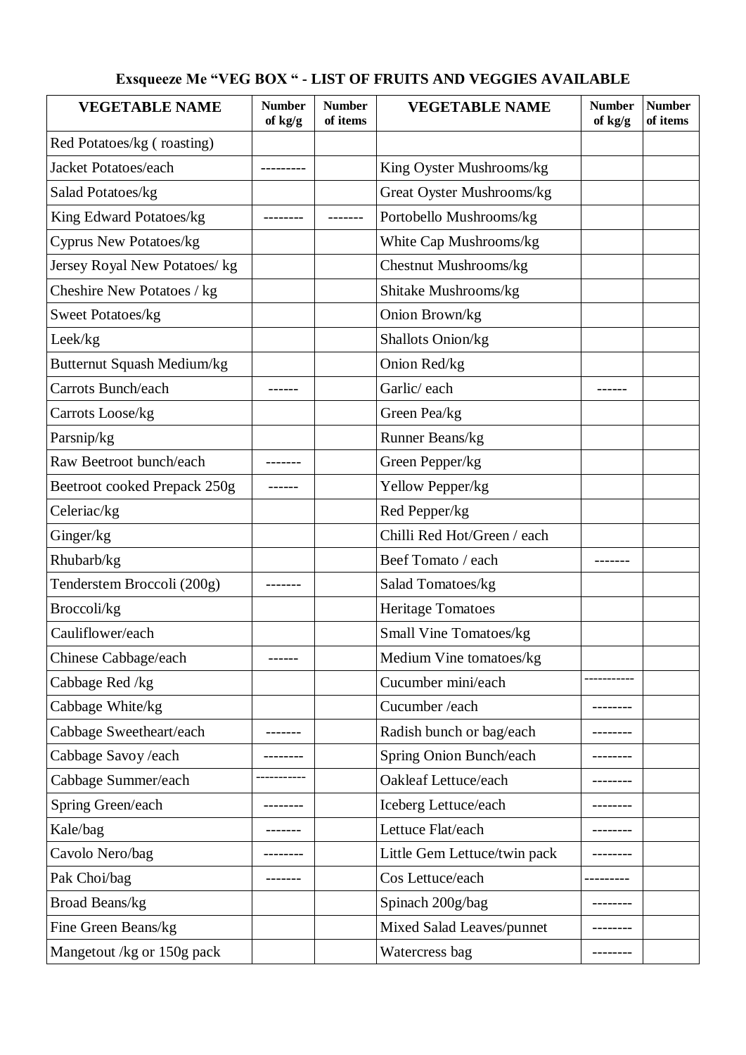**Exsqueeze Me "VEG BOX " - LIST OF FRUITS AND VEGGIES AVAILABLE**

| VEGETABLE NAME | Number of kg/g | Number of items | VEGETABLE NAME | Number of kg/g | Number of items |
|---|---|---|---|---|---|
| Red Potatoes/kg ( roasting) | | | | | |
| Jacket Potatoes/each | --------- | | King Oyster Mushrooms/kg | | |
| Salad Potatoes/kg | | | Great Oyster Mushrooms/kg | | |
| King Edward Potatoes/kg | -------- | ------- | Portobello Mushrooms/kg | | |
| Cyprus New Potatoes/kg | | | White Cap Mushrooms/kg | | |
| Jersey Royal New Potatoes/ kg | | | Chestnut Mushrooms/kg | | |
| Cheshire New Potatoes / kg | | | Shitake Mushrooms/kg | | |
| Sweet Potatoes/kg | | | Onion Brown/kg | | |
| Leek/kg | | | Shallots Onion/kg | | |
| Butternut Squash Medium/kg | | | Onion Red/kg | | |
| Carrots Bunch/each | ------ | | Garlic/ each | ------ | |
| Carrots Loose/kg | | | Green Pea/kg | | |
| Parsnip/kg | | | Runner Beans/kg | | |
| Raw Beetroot bunch/each | ------- | | Green Pepper/kg | | |
| Beetroot cooked Prepack 250g | ------ | | Yellow Pepper/kg | | |
| Celeriac/kg | | | Red Pepper/kg | | |
| Ginger/kg | | | Chilli Red Hot/Green / each | | |
| Rhubarb/kg | | | Beef Tomato / each | ------- | |
| Tenderstem Broccoli (200g) | ------- | | Salad Tomatoes/kg | | |
| Broccoli/kg | | | Heritage Tomatoes | | |
| Cauliflower/each | | | Small Vine Tomatoes/kg | | |
| Chinese Cabbage/each | ------ | | Medium Vine tomatoes/kg | | |
| Cabbage Red /kg | | | Cucumber mini/each | ----------- | |
| Cabbage White/kg | | | Cucumber /each | -------- | |
| Cabbage Sweetheart/each | ------- | | Radish bunch or bag/each | -------- | |
| Cabbage Savoy /each | -------- | | Spring Onion Bunch/each | -------- | |
| Cabbage Summer/each | ----------- | | Oakleaf Lettuce/each | -------- | |
| Spring Green/each | -------- | | Iceberg Lettuce/each | -------- | |
| Kale/bag | ------- | | Lettuce Flat/each | -------- | |
| Cavolo Nero/bag | -------- | | Little Gem Lettuce/twin pack | -------- | |
| Pak Choi/bag | ------- | | Cos Lettuce/each | --------- | |
| Broad Beans/kg | | | Spinach 200g/bag | -------- | |
| Fine Green Beans/kg | | | Mixed Salad Leaves/punnet | -------- | |
| Mangetout /kg or 150g pack | | | Watercress bag | -------- | |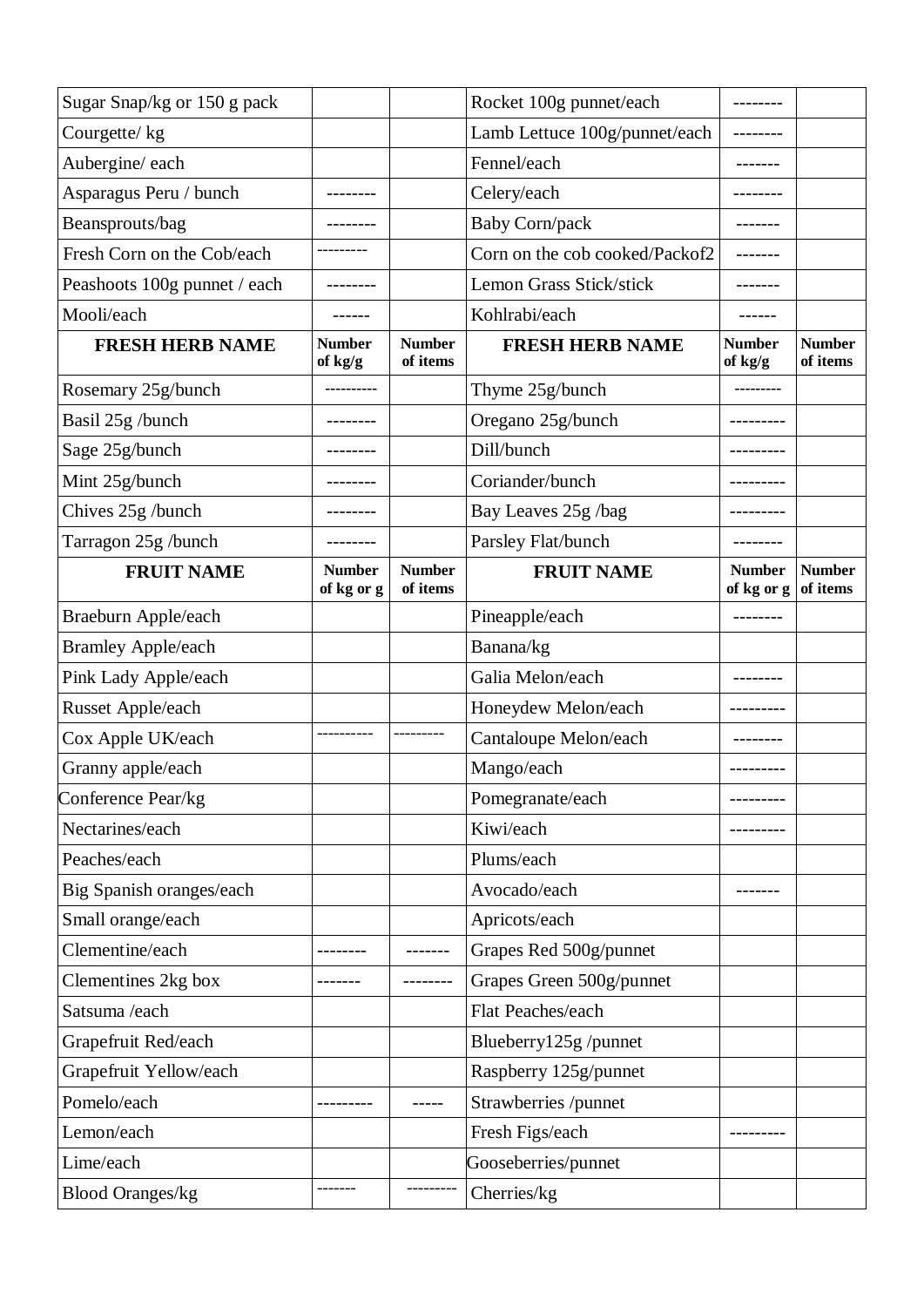| Sugar Snap/kg or 150 g pack | | | Rocket 100g punnet/each | -------- | |
|---|---|---|---|---|---|
| Courgette/ kg | | | Lamb Lettuce 100g/punnet/each | -------- | |
| Aubergine/ each | | | Fennel/each | ------- | |
| Asparagus Peru / bunch | -------- | | Celery/each | -------- | |
| Beansprouts/bag | -------- | | Baby Corn/pack | ------- | |
| Fresh Corn on the Cob/each | --------- | | Corn on the cob cooked/Packof2 | ------- | |
| Peashoots 100g punnet / each | -------- | | Lemon Grass Stick/stick | ------- | |
| Mooli/each | ------ | | Kohlrabi/each | ------ | |
| **FRESH HERB NAME** | **Number of kg/g** | **Number of items** | **FRESH HERB NAME** | **Number of kg/g** | **Number of items** |
| Rosemary 25g/bunch | ---------- | | Thyme 25g/bunch | --------- | |
| Basil 25g /bunch | -------- | | Oregano 25g/bunch | --------- | |
| Sage 25g/bunch | -------- | | Dill/bunch | --------- | |
| Mint 25g/bunch | -------- | | Coriander/bunch | --------- | |
| Chives 25g /bunch | -------- | | Bay Leaves 25g /bag | --------- | |
| Tarragon 25g /bunch | -------- | | Parsley Flat/bunch | -------- | |
| **FRUIT NAME** | **Number of kg or g** | **Number of items** | **FRUIT NAME** | **Number of kg or g** | **Number of items** |
| Braeburn Apple/each | | | Pineapple/each | -------- | |
| Bramley Apple/each | | | Banana/kg | | |
| Pink Lady Apple/each | | | Galia Melon/each | -------- | |
| Russet Apple/each | | | Honeydew Melon/each | --------- | |
| Cox Apple UK/each | ---------- | --------- | Cantaloupe Melon/each | -------- | |
| Granny apple/each | | | Mango/each | --------- | |
| Conference Pear/kg | | | Pomegranate/each | --------- | |
| Nectarines/each | | | Kiwi/each | --------- | |
| Peaches/each | | | Plums/each | | |
| Big Spanish oranges/each | | | Avocado/each | ------- | |
| Small orange/each | | | Apricots/each | | |
| Clementine/each | -------- | ------- | Grapes Red 500g/punnet | | |
| Clementines 2kg box | ------- | -------- | Grapes Green 500g/punnet | | |
| Satsuma /each | | | Flat Peaches/each | | |
| Grapefruit Red/each | | | Blueberry125g /punnet | | |
| Grapefruit Yellow/each | | | Raspberry 125g/punnet | | |
| Pomelo/each | --------- | ----- | Strawberries /punnet | | |
| Lemon/each | | | Fresh Figs/each | --------- | |
| Lime/each | | | Gooseberries/punnet | | |
| Blood Oranges/kg | ------- | --------- | Cherries/kg | | |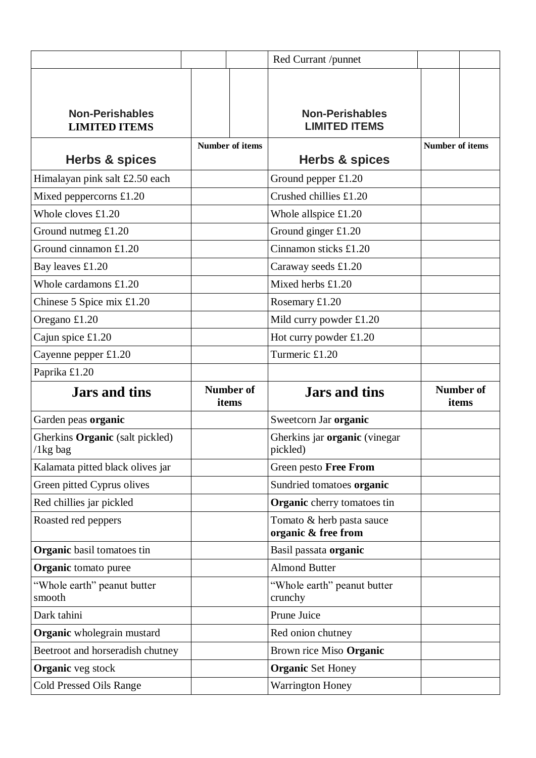| | | | Red Currant /punnet | | |
|---|---|---|---|---|---|
| **Non-Perishables LIMITED ITEMS** | | | **Non-Perishables LIMITED ITEMS** | | |

| **Herbs & spices** | **Number of items** | **Herbs & spices** | **Number of items** |
|---|---|---|---|
| Himalayan pink salt £2.50 each | | Ground pepper £1.20 | |
| Mixed peppercorns £1.20 | | Crushed chillies £1.20 | |
| Whole cloves £1.20 | | Whole allspice £1.20 | |
| Ground nutmeg £1.20 | | Ground ginger £1.20 | |
| Ground cinnamon £1.20 | | Cinnamon sticks £1.20 | |
| Bay leaves £1.20 | | Caraway seeds £1.20 | |
| Whole cardamons £1.20 | | Mixed herbs £1.20 | |
| Chinese 5 Spice mix £1.20 | | Rosemary £1.20 | |
| Oregano £1.20 | | Mild curry powder £1.20 | |
| Cajun spice £1.20 | | Hot curry powder £1.20 | |
| Cayenne pepper £1.20 | | Turmeric £1.20 | |
| Paprika £1.20 | | | |

| **Jars and tins** | **Number of items** | **Jars and tins** | **Number of items** |
|---|---|---|---|
| Garden peas **organic** | | Sweetcorn Jar **organic** | |
| Gherkins **Organic** (salt pickled) /1kg bag | | Gherkins jar **organic** (vinegar pickled) | |
| Kalamata pitted black olives jar | | Green pesto **Free From** | |
| Green pitted Cyprus olives | | Sundried tomatoes **organic** | |
| Red chillies jar pickled | | **Organic** cherry tomatoes tin | |
| Roasted red peppers | | Tomato & herb pasta sauce **organic & free from** | |
| **Organic** basil tomatoes tin | | Basil passata **organic** | |
| **Organic** tomato puree | | Almond Butter | |
| "Whole earth" peanut butter smooth | | "Whole earth" peanut butter crunchy | |
| Dark tahini | | Prune Juice | |
| **Organic** wholegrain mustard | | Red onion chutney | |
| Beetroot and horseradish chutney | | Brown rice Miso **Organic** | |
| **Organic** veg stock | | **Organic** Set Honey | |
| Cold Pressed Oils Range | | Warrington Honey | |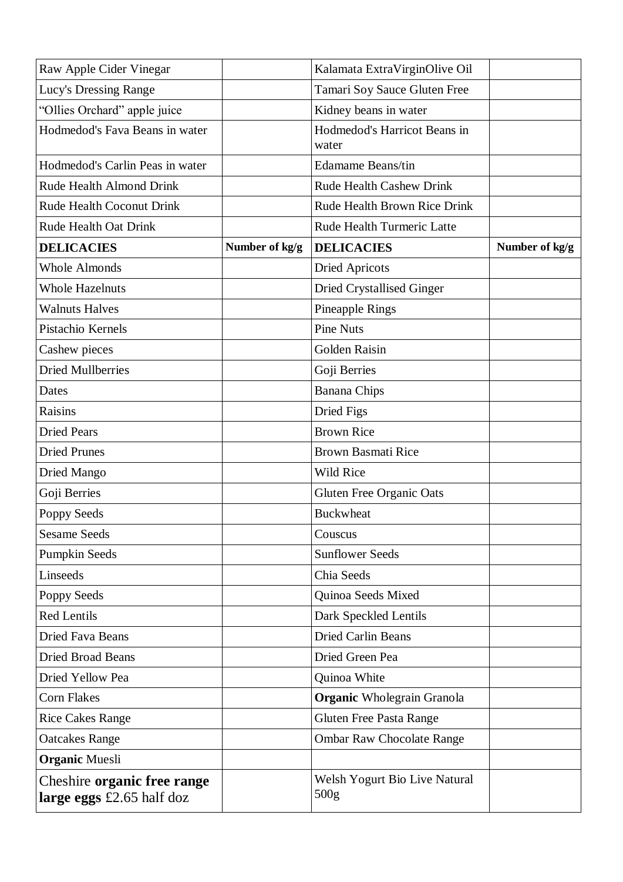| Raw Apple Cider Vinegar | | Kalamata ExtraVirginOlive Oil | |
|---|---|---|---|
| Lucy's Dressing Range | | Tamari Soy Sauce Gluten Free | |
| "Ollies Orchard" apple juice | | Kidney beans in water | |
| Hodmedod's Fava Beans in water | | Hodmedod's Harricot Beans in water | |
| Hodmedod's Carlin Peas in water | | Edamame Beans/tin | |
| Rude Health Almond Drink | | Rude Health Cashew Drink | |
| Rude Health Coconut Drink | | Rude Health Brown Rice Drink | |
| Rude Health Oat Drink | | Rude Health Turmeric Latte | |
| **DELICACIES** | **Number of kg/g** | **DELICACIES** | **Number of kg/g** |
| Whole Almonds | | Dried Apricots | |
| Whole Hazelnuts | | Dried Crystallised Ginger | |
| Walnuts Halves | | Pineapple Rings | |
| Pistachio Kernels | | Pine Nuts | |
| Cashew pieces | | Golden Raisin | |
| Dried Mullberries | | Goji Berries | |
| Dates | | Banana Chips | |
| Raisins | | Dried Figs | |
| Dried Pears | | Brown Rice | |
| Dried Prunes | | Brown Basmati Rice | |
| Dried Mango | | Wild Rice | |
| Goji Berries | | Gluten Free Organic Oats | |
| Poppy Seeds | | Buckwheat | |
| Sesame Seeds | | Couscus | |
| Pumpkin Seeds | | Sunflower Seeds | |
| Linseeds | | Chia Seeds | |
| Poppy Seeds | | Quinoa Seeds Mixed | |
| Red Lentils | | Dark Speckled Lentils | |
| Dried Fava Beans | | Dried Carlin Beans | |
| Dried Broad Beans | | Dried Green Pea | |
| Dried Yellow Pea | | Quinoa White | |
| Corn Flakes | | **Organic** Wholegrain Granola | |
| Rice Cakes Range | | Gluten Free Pasta Range | |
| Oatcakes Range | | Ombar Raw Chocolate Range | |
| **Organic** Muesli | | | |
| Cheshire **organic free range large eggs** £2.65 half doz | | Welsh Yogurt Bio Live Natural 500g | |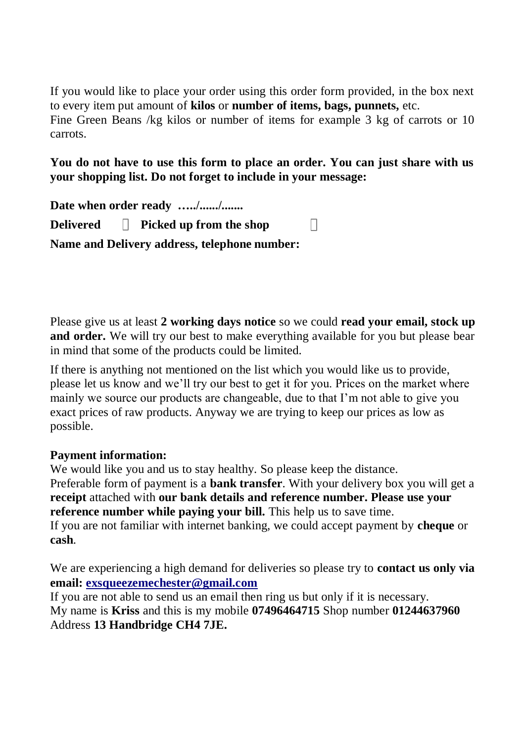If you would like to place your order using this order form provided, in the box next to every item put amount of **kilos** or **number of items, bags, punnets,** etc.
Fine Green Beans /kg kilos or number of items for example 3 kg of carrots or 10 carrots.

**You do not have to use this form to place an order. You can just share with us your shopping list. Do not forget to include in your message:**

**Date when order ready …../....../.......**

**Delivered** ☐ **Picked up from the shop** ☐

**Name and Delivery address, telephone number:**

Please give us at least **2 working days notice** so we could **read your email, stock up and order.** We will try our best to make everything available for you but please bear in mind that some of the products could be limited.

If there is anything not mentioned on the list which you would like us to provide, please let us know and we'll try our best to get it for you. Prices on the market where mainly we source our products are changeable, due to that I'm not able to give you exact prices of raw products. Anyway we are trying to keep our prices as low as possible.

**Payment information:**
We would like you and us to stay healthy. So please keep the distance.
Preferable form of payment is a **bank transfer**. With your delivery box you will get a **receipt** attached with **our bank details and reference number. Please use your reference number while paying your bill.** This help us to save time.
If you are not familiar with internet banking, we could accept payment by **cheque** or **cash**.

We are experiencing a high demand for deliveries so please try to **contact us only via email: exsqueezemechester@gmail.com**
If you are not able to send us an email then ring us but only if it is necessary.
My name is **Kriss** and this is my mobile **07496464715** Shop number **01244637960**
Address **13 Handbridge CH4 7JE.**